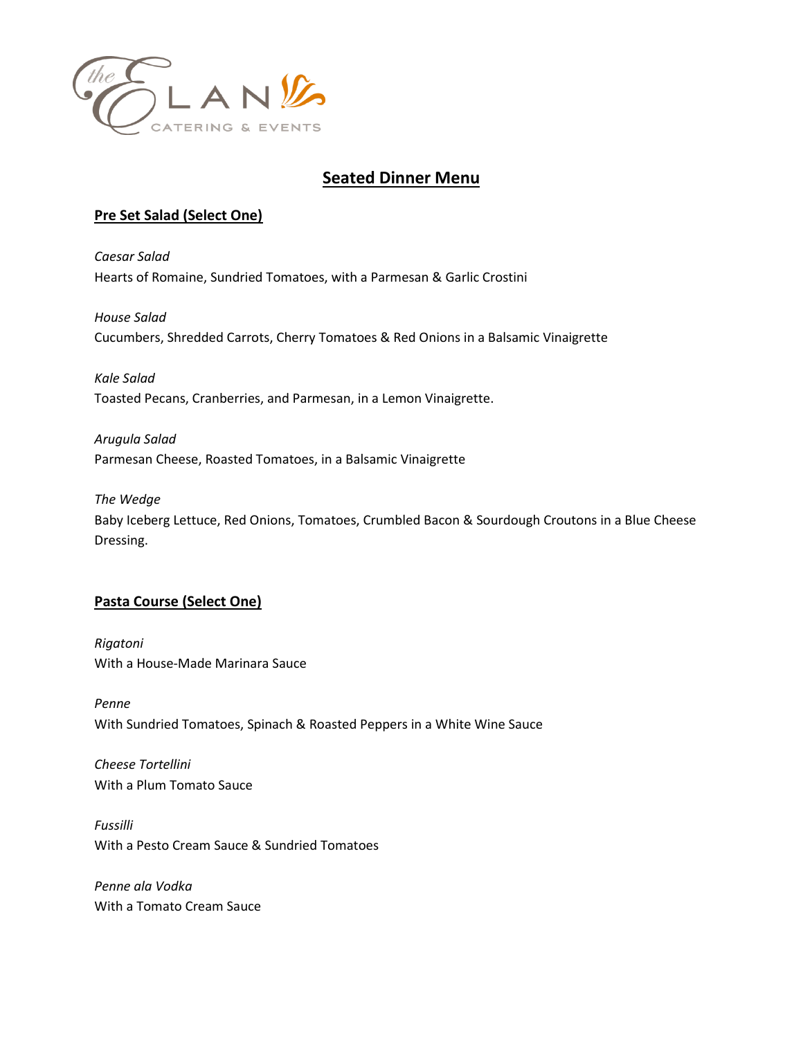# Seated Dinner Menu

## Pre Set Salad (Select One)

*Caesar Salad*
Hearts of Romaine, Sundried Tomatoes, with a Parmesan & Garlic Crostini

*House Salad*
Cucumbers, Shredded Carrots, Cherry Tomatoes & Red Onions in a Balsamic Vinaigrette

*Kale Salad*
Toasted Pecans, Cranberries, and Parmesan, in a Lemon Vinaigrette.

*Arugula Salad*
Parmesan Cheese, Roasted Tomatoes, in a Balsamic Vinaigrette

*The Wedge*
Baby Iceberg Lettuce, Red Onions, Tomatoes, Crumbled Bacon & Sourdough Croutons in a Blue Cheese Dressing.

## Pasta Course (Select One)

*Rigatoni*
With a House-Made Marinara Sauce

*Penne*
With Sundried Tomatoes, Spinach & Roasted Peppers in a White Wine Sauce

*Cheese Tortellini*
With a Plum Tomato Sauce

*Fussilli*
With a Pesto Cream Sauce & Sundried Tomatoes

*Penne ala Vodka*
With a Tomato Cream Sauce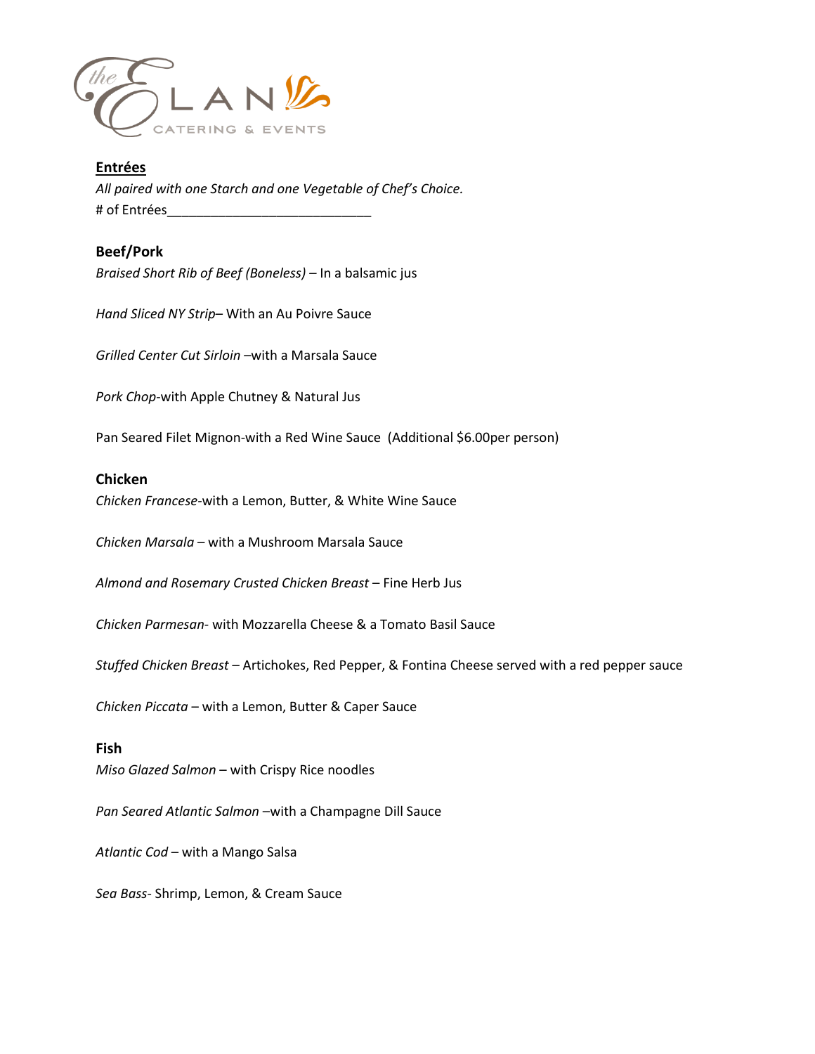## Entrées

*All paired with one Starch and one Vegetable of Chef's Choice.*

# of Entrées___________________________

### Beef/Pork

*Braised Short Rib of Beef (Boneless)* – In a balsamic jus

*Hand Sliced NY Strip*– With an Au Poivre Sauce

*Grilled Center Cut Sirloin* –with a Marsala Sauce

*Pork Chop*-with Apple Chutney & Natural Jus

Pan Seared Filet Mignon-with a Red Wine Sauce (Additional $6.00per person)

### Chicken

*Chicken Francese*-with a Lemon, Butter, & White Wine Sauce

*Chicken Marsala* – with a Mushroom Marsala Sauce

*Almond and Rosemary Crusted Chicken Breast* – Fine Herb Jus

*Chicken Parmesan*- with Mozzarella Cheese & a Tomato Basil Sauce

*Stuffed Chicken Breast* – Artichokes, Red Pepper, & Fontina Cheese served with a red pepper sauce

*Chicken Piccata* – with a Lemon, Butter & Caper Sauce

### Fish

*Miso Glazed Salmon* – with Crispy Rice noodles

*Pan Seared Atlantic Salmon* –with a Champagne Dill Sauce

*Atlantic Cod* – with a Mango Salsa

*Sea Bass*- Shrimp, Lemon, & Cream Sauce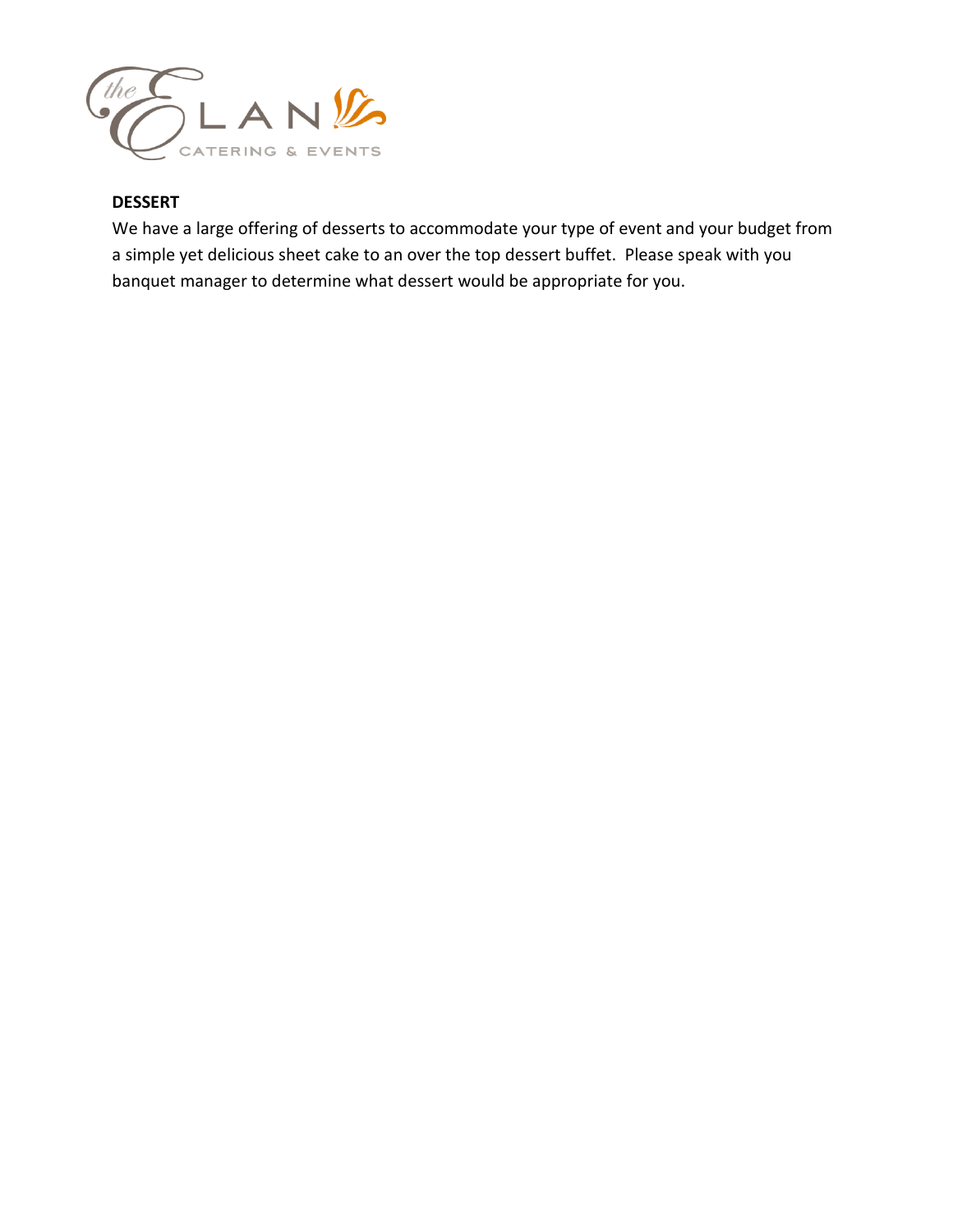**DESSERT**

We have a large offering of desserts to accommodate your type of event and your budget from a simple yet delicious sheet cake to an over the top dessert buffet. Please speak with you banquet manager to determine what dessert would be appropriate for you.